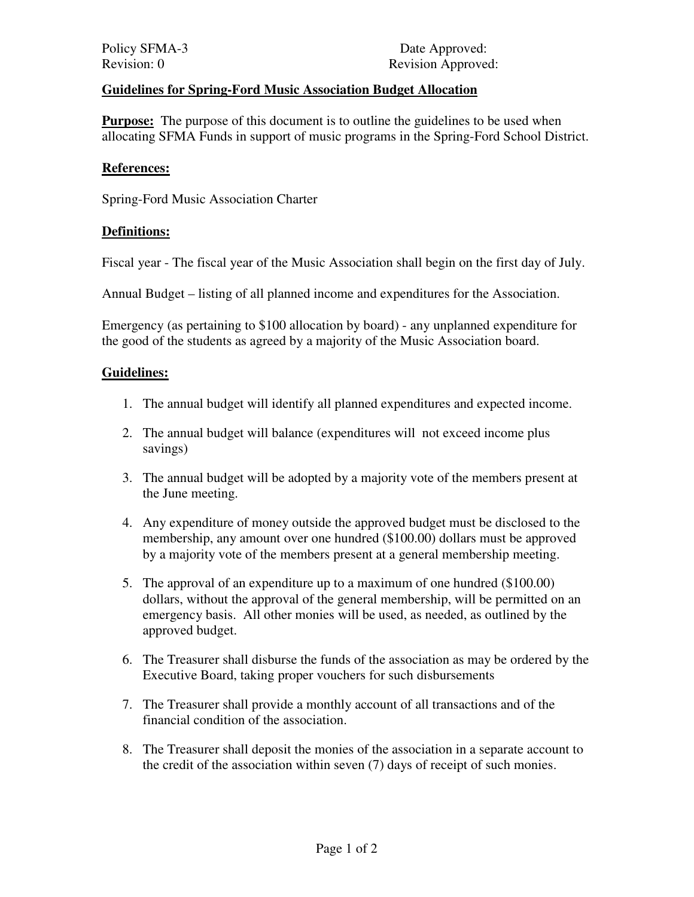Policy SFMA-3 Date Approved:
Revision: 0 Revision Approved:

## Guidelines for Spring-Ford Music Association Budget Allocation

**Purpose:** The purpose of this document is to outline the guidelines to be used when allocating SFMA Funds in support of music programs in the Spring-Ford School District.

### References:

Spring-Ford Music Association Charter

### Definitions:

Fiscal year - The fiscal year of the Music Association shall begin on the first day of July.

Annual Budget – listing of all planned income and expenditures for the Association.

Emergency (as pertaining to $100 allocation by board) - any unplanned expenditure for the good of the students as agreed by a majority of the Music Association board.

### Guidelines:

1. The annual budget will identify all planned expenditures and expected income.
2. The annual budget will balance (expenditures will not exceed income plus savings)
3. The annual budget will be adopted by a majority vote of the members present at the June meeting.
4. Any expenditure of money outside the approved budget must be disclosed to the membership, any amount over one hundred ($100.00) dollars must be approved by a majority vote of the members present at a general membership meeting.
5. The approval of an expenditure up to a maximum of one hundred ($100.00) dollars, without the approval of the general membership, will be permitted on an emergency basis. All other monies will be used, as needed, as outlined by the approved budget.
6. The Treasurer shall disburse the funds of the association as may be ordered by the Executive Board, taking proper vouchers for such disbursements
7. The Treasurer shall provide a monthly account of all transactions and of the financial condition of the association.
8. The Treasurer shall deposit the monies of the association in a separate account to the credit of the association within seven (7) days of receipt of such monies.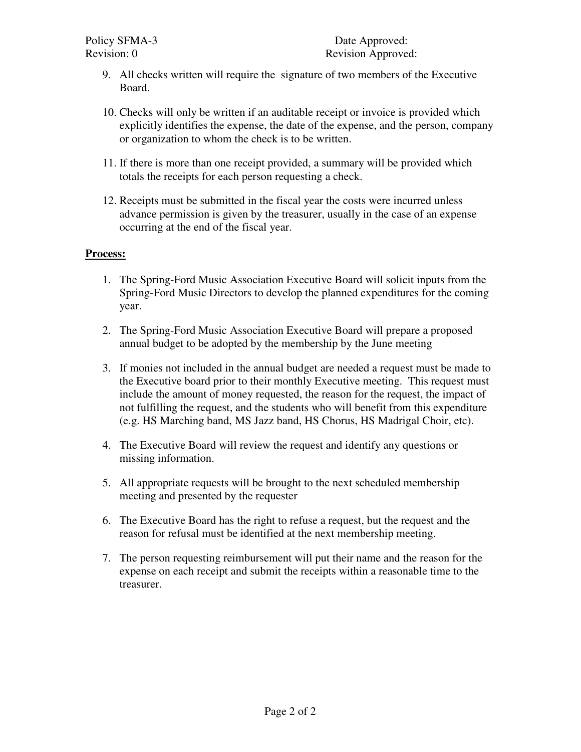9. All checks written will require the signature of two members of the Executive Board.

10. Checks will only be written if an auditable receipt or invoice is provided which explicitly identifies the expense, the date of the expense, and the person, company or organization to whom the check is to be written.

11. If there is more than one receipt provided, a summary will be provided which totals the receipts for each person requesting a check.

12. Receipts must be submitted in the fiscal year the costs were incurred unless advance permission is given by the treasurer, usually in the case of an expense occurring at the end of the fiscal year.

**<u>Process:</u>**

1. The Spring-Ford Music Association Executive Board will solicit inputs from the Spring-Ford Music Directors to develop the planned expenditures for the coming year.

2. The Spring-Ford Music Association Executive Board will prepare a proposed annual budget to be adopted by the membership by the June meeting

3. If monies not included in the annual budget are needed a request must be made to the Executive board prior to their monthly Executive meeting. This request must include the amount of money requested, the reason for the request, the impact of not fulfilling the request, and the students who will benefit from this expenditure (e.g. HS Marching band, MS Jazz band, HS Chorus, HS Madrigal Choir, etc).

4. The Executive Board will review the request and identify any questions or missing information.

5. All appropriate requests will be brought to the next scheduled membership meeting and presented by the requester

6. The Executive Board has the right to refuse a request, but the request and the reason for refusal must be identified at the next membership meeting.

7. The person requesting reimbursement will put their name and the reason for the expense on each receipt and submit the receipts within a reasonable time to the treasurer.